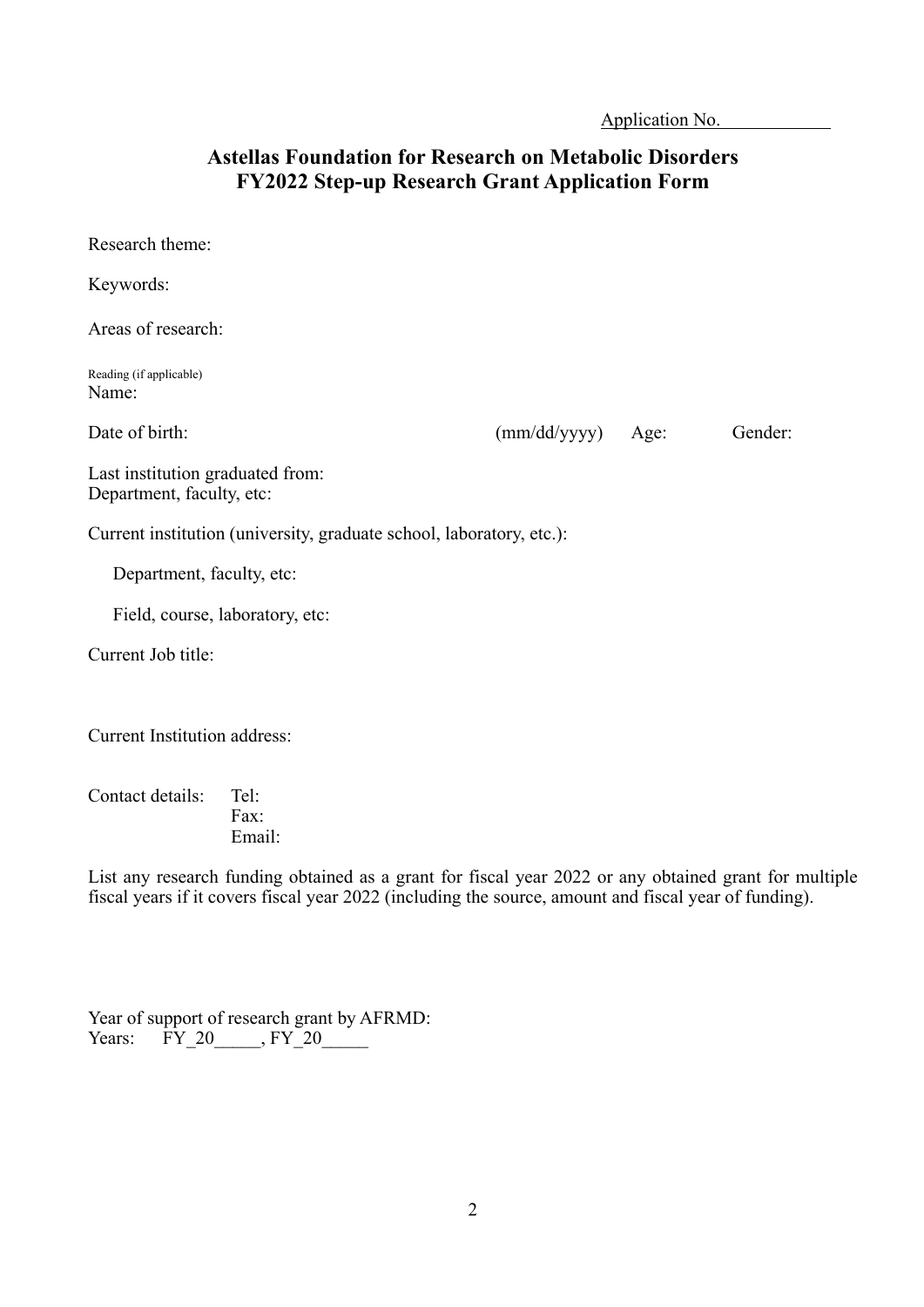Application No. ____________

# Astellas Foundation for Research on Metabolic Disorders
## FY2022 Step-up Research Grant Application Form

Research theme:

Keywords:

Areas of research:

Reading (if applicable)
Name:

Date of birth: (mm/dd/yyyy) Age: Gender:

Last institution graduated from:
Department, faculty, etc:

Current institution (university, graduate school, laboratory, etc.):

Department, faculty, etc:

Field, course, laboratory, etc:

Current Job title:

Current Institution address:

Contact details: Tel:
Fax:
Email:

List any research funding obtained as a grant for fiscal year 2022 or any obtained grant for multiple fiscal years if it covers fiscal year 2022 (including the source, amount and fiscal year of funding).

Year of support of research grant by AFRMD:
Years: FY_20_____, FY_20_____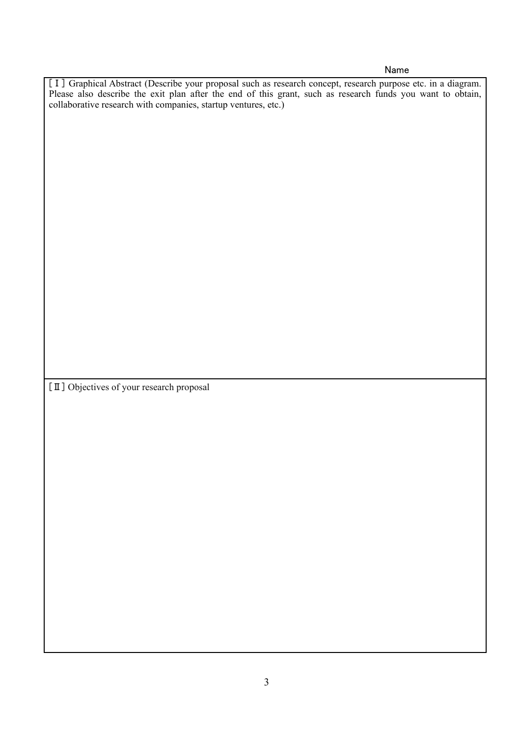Name

［Ⅰ］Graphical Abstract (Describe your proposal such as research concept, research purpose etc. in a diagram. Please also describe the exit plan after the end of this grant, such as research funds you want to obtain, collaborative research with companies, startup ventures, etc.)

［Ⅱ］Objectives of your research proposal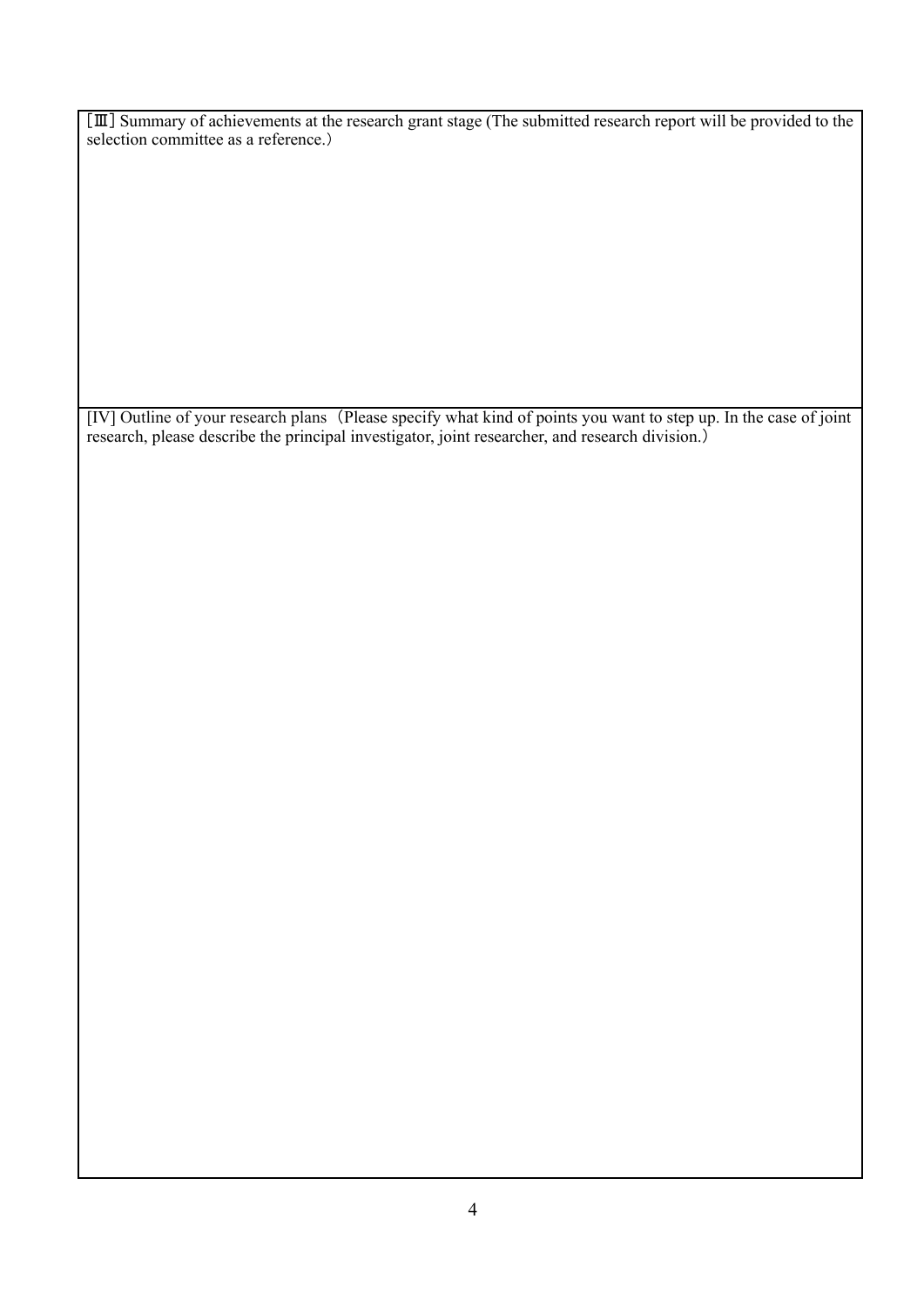［Ⅲ］Summary of achievements at the research grant stage (The submitted research report will be provided to the selection committee as a reference.）

[IV] Outline of your research plans（Please specify what kind of points you want to step up. In the case of joint research, please describe the principal investigator, joint researcher, and research division.）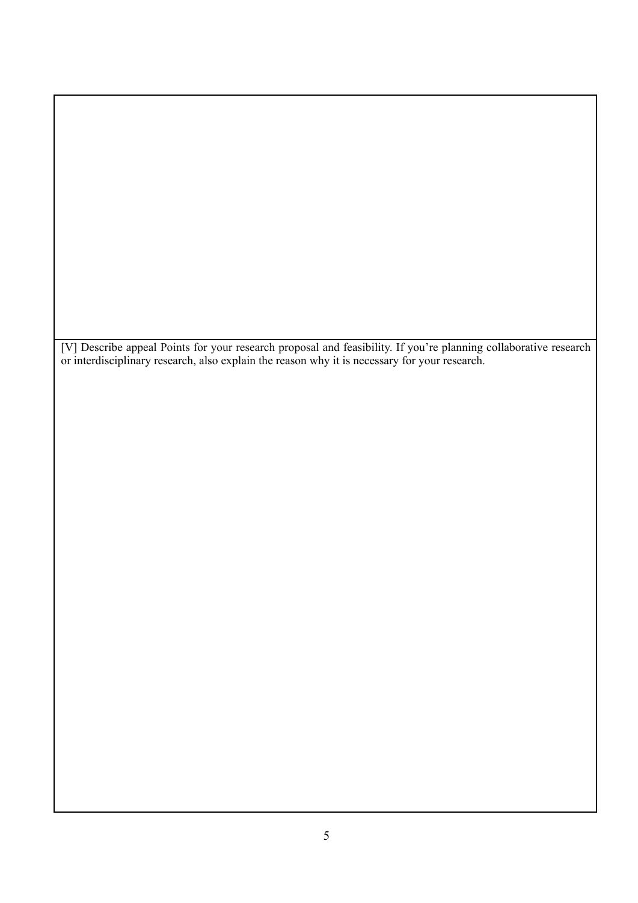[V] Describe appeal Points for your research proposal and feasibility. If you're planning collaborative research or interdisciplinary research, also explain the reason why it is necessary for your research.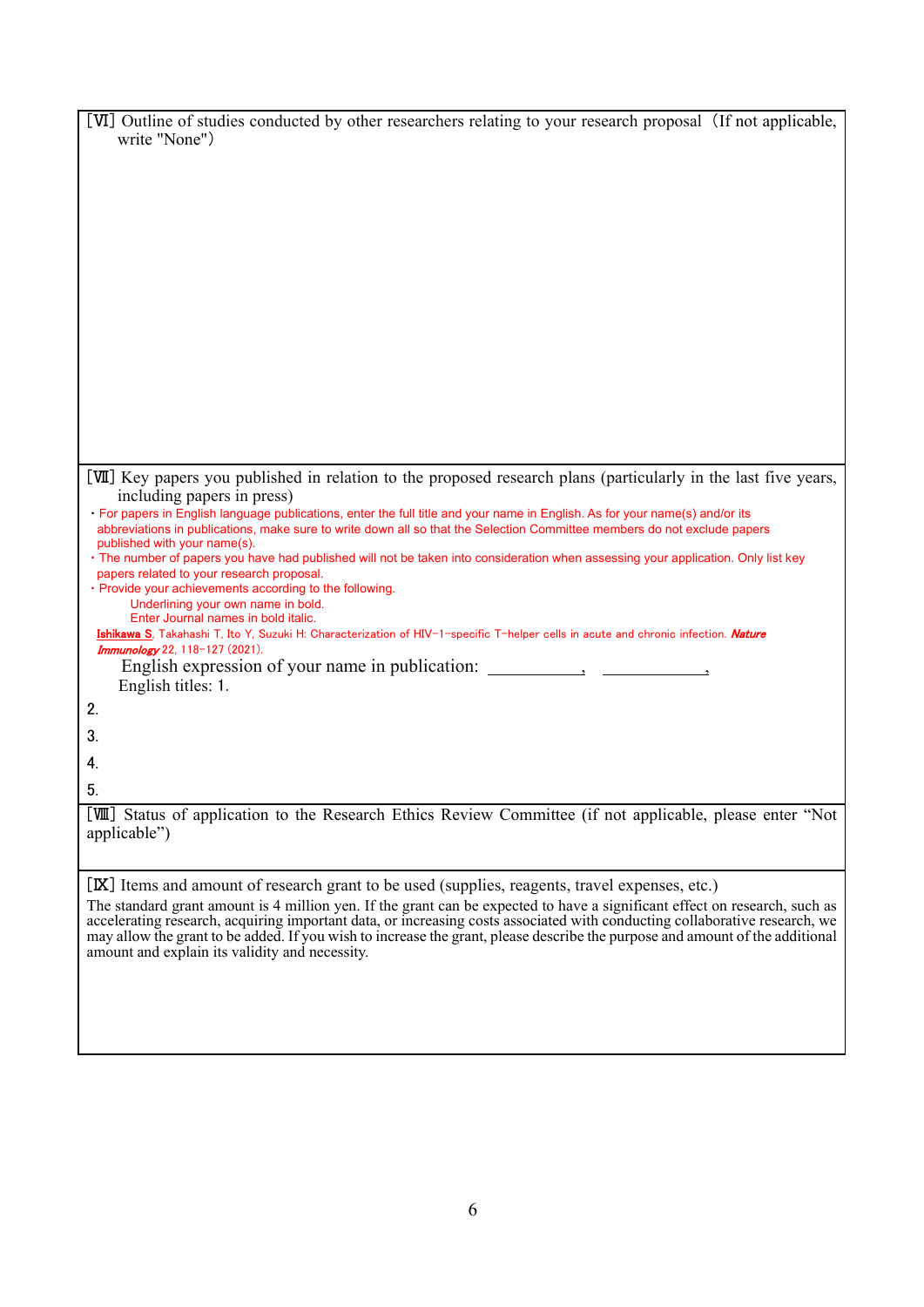[Ⅵ] Outline of studies conducted by other researchers relating to your research proposal（If not applicable, write "None"）

[Ⅶ] Key papers you published in relation to the proposed research plans (particularly in the last five years, including papers in press)

・For papers in English language publications, enter the full title and your name in English. As for your name(s) and/or its abbreviations in publications, make sure to write down all so that the Selection Committee members do not exclude papers published with your name(s).

・The number of papers you have had published will not be taken into consideration when assessing your application. Only list key papers related to your research proposal.

・Provide your achievements according to the following.

Underlining your own name in bold.

Enter Journal names in bold italic.

<u>**Ishikawa S**</u>, Takahashi T, Ito Y, Suzuki H: Characterization of HIV-1-specific T-helper cells in acute and chronic infection. ***Nature Immunology*** 22, 118-127 (2021).

English expression of your name in publication: ＿＿＿＿＿, ＿＿＿＿＿,

English titles: 1.

2.

3.

4.

5.

[Ⅷ] Status of application to the Research Ethics Review Committee (if not applicable, please enter “Not applicable”)

[Ⅸ] Items and amount of research grant to be used (supplies, reagents, travel expenses, etc.)

The standard grant amount is 4 million yen. If the grant can be expected to have a significant effect on research, such as accelerating research, acquiring important data, or increasing costs associated with conducting collaborative research, we may allow the grant to be added. If you wish to increase the grant, please describe the purpose and amount of the additional amount and explain its validity and necessity.